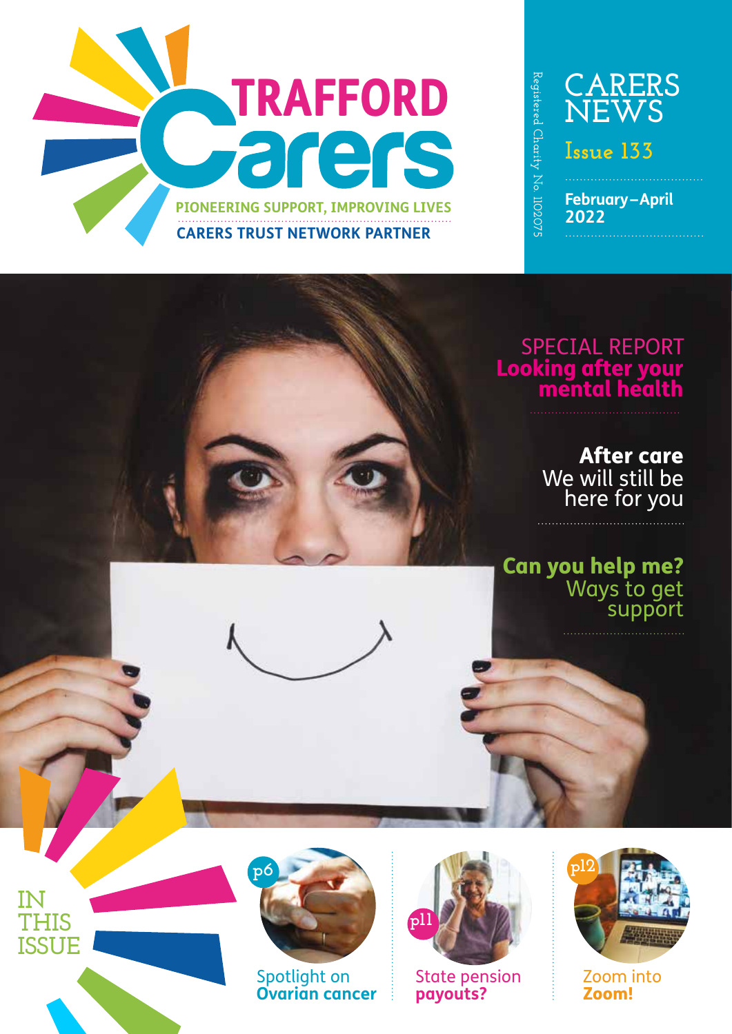# TRAFFORD Carers

PIONEERING SUPPORT, IMPROVING LIVES

CARERS TRUST NETWORK PARTNER

Registered Charity No. 1102075

## CARERS NEWS

Issue 133

February–April 2022

SPECIAL REPORT
**Looking after your mental health**

**After care**
We will still be here for you

**Can you help me?**
Ways to get support

## IN THIS ISSUE

p6 Spotlight on **Ovarian cancer**

p11 State pension **payouts?**

p12 Zoom into **Zoom!**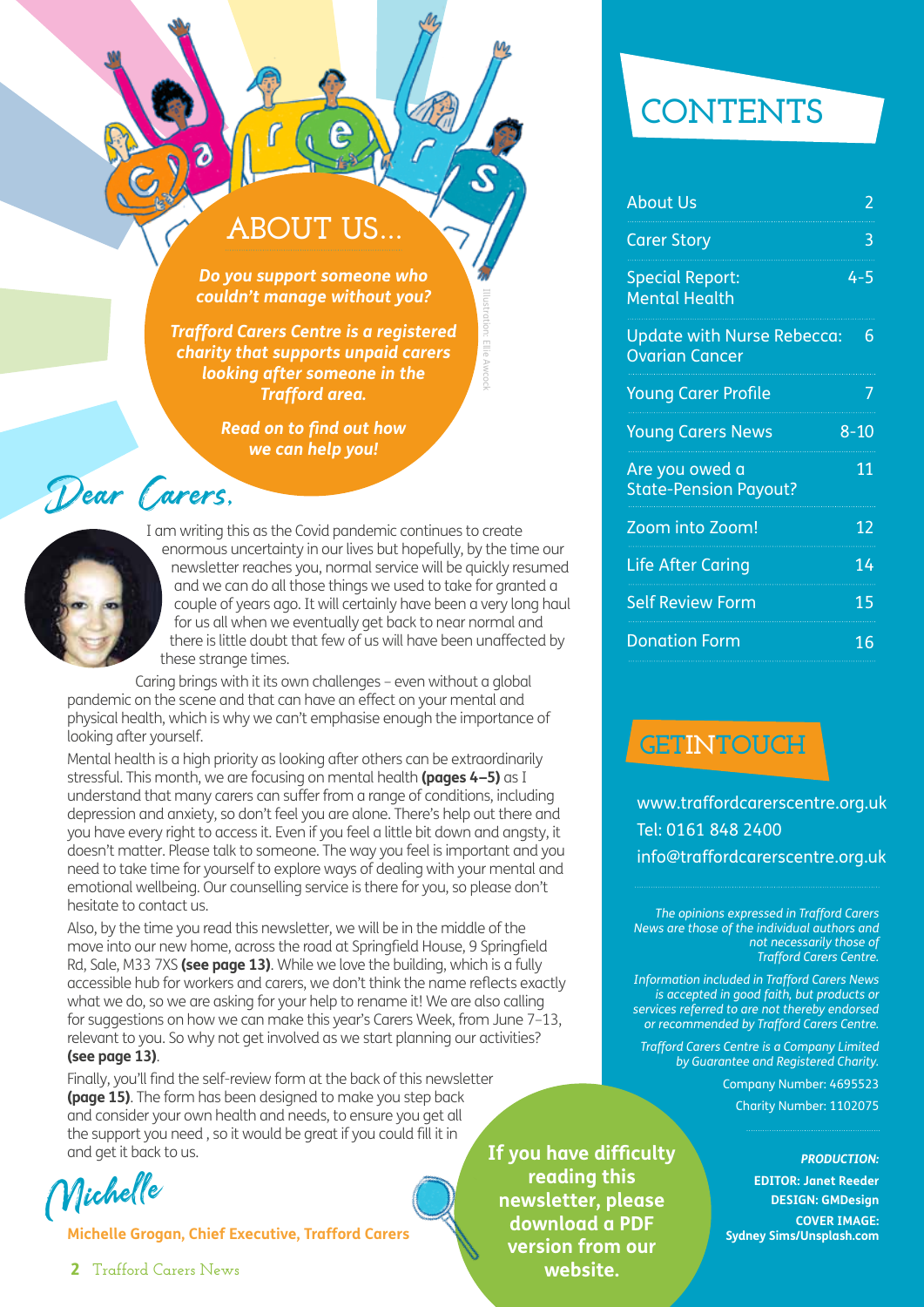# ABOUT US...

***Do you support someone who couldn't manage without you?***

***Trafford Carers Centre is a registered charity that supports unpaid carers looking after someone in the Trafford area.***

***Read on to find out how we can help you!***

Illustration: Ellie Awcock

## Dear Carers,

I am writing this as the Covid pandemic continues to create enormous uncertainty in our lives but hopefully, by the time our newsletter reaches you, normal service will be quickly resumed and we can do all those things we used to take for granted a couple of years ago. It will certainly have been a very long haul for us all when we eventually get back to near normal and there is little doubt that few of us will have been unaffected by these strange times.

Caring brings with it its own challenges – even without a global pandemic on the scene and that can have an effect on your mental and physical health, which is why we can't emphasise enough the importance of looking after yourself.

Mental health is a high priority as looking after others can be extraordinarily stressful. This month, we are focusing on mental health **(pages 4–5)** as I understand that many carers can suffer from a range of conditions, including depression and anxiety, so don't feel you are alone. There's help out there and you have every right to access it. Even if you feel a little bit down and angsty, it doesn't matter. Please talk to someone. The way you feel is important and you need to take time for yourself to explore ways of dealing with your mental and emotional wellbeing. Our counselling service is there for you, so please don't hesitate to contact us.

Also, by the time you read this newsletter, we will be in the middle of the move into our new home, across the road at Springfield House, 9 Springfield Rd, Sale, M33 7XS **(see page 13)**. While we love the building, which is a fully accessible hub for workers and carers, we don't think the name reflects exactly what we do, so we are asking for your help to rename it! We are also calling for suggestions on how we can make this year's Carers Week, from June 7–13, relevant to you. So why not get involved as we start planning our activities? **(see page 13)**.

Finally, you'll find the self-review form at the back of this newsletter **(page 15)**. The form has been designed to make you step back and consider your own health and needs, to ensure you get all the support you need , so it would be great if you could fill it in and get it back to us.

*Michelle*

**Michelle Grogan, Chief Executive, Trafford Carers**

**If you have difficulty reading this newsletter, please download a PDF version from our website.**

# CONTENTS

| | |
|---|---|
| About Us | 2 |
| Carer Story | 3 |
| Special Report: Mental Health | 4-5 |
| Update with Nurse Rebecca: Ovarian Cancer | 6 |
| Young Carer Profile | 7 |
| Young Carers News | 8-10 |
| Are you owed a State-Pension Payout? | 11 |
| Zoom into Zoom! | 12 |
| Life After Caring | 14 |
| Self Review Form | 15 |
| Donation Form | 16 |

## GET IN TOUCH

www.traffordcarerscentre.org.uk
Tel: 0161 848 2400
info@traffordcarerscentre.org.uk

*The opinions expressed in Trafford Carers News are those of the individual authors and not necessarily those of Trafford Carers Centre.*

*Information included in Trafford Carers News is accepted in good faith, but products or services referred to are not thereby endorsed or recommended by Trafford Carers Centre.*

*Trafford Carers Centre is a Company Limited by Guarantee and Registered Charity.*

Company Number: 4695523
Charity Number: 1102075

***PRODUCTION:***
**EDITOR: Janet Reeder**
**DESIGN: GMDesign**
**COVER IMAGE: Sydney Sims/Unsplash.com**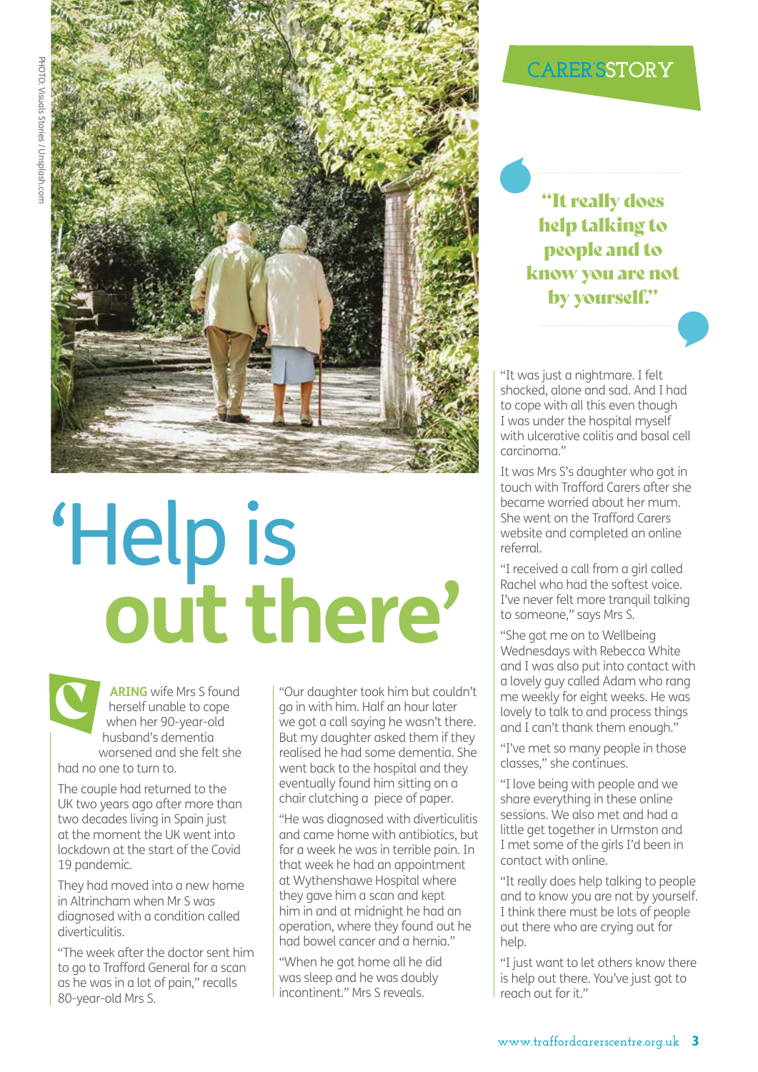CARER'S STORY

# 'Help is out there'

CARING wife Mrs S found herself unable to cope when her 90-year-old husband's dementia worsened and she felt she had no one to turn to.

The couple had returned to the UK two years ago after more than two decades living in Spain just at the moment the UK went into lockdown at the start of the Covid 19 pandemic.

They had moved into a new home in Altrincham when Mr S was diagnosed with a condition called diverticulitis.

"The week after the doctor sent him to go to Trafford General for a scan as he was in a lot of pain," recalls 80-year-old Mrs S.

"Our daughter took him but couldn't go in with him. Half an hour later we got a call saying he wasn't there. But my daughter asked them if they realised he had some dementia. She went back to the hospital and they eventually found him sitting on a chair clutching a piece of paper.

"He was diagnosed with diverticulitis and came home with antibiotics, but for a week he was in terrible pain. In that week he had an appointment at Wythenshawe Hospital where they gave him a scan and kept him in and at midnight he had an operation, where they found out he had bowel cancer and a hernia."

"When he got home all he did was sleep and he was doubly incontinent." Mrs S reveals.

> "It really does help talking to people and to know you are not by yourself."

"It was just a nightmare. I felt shocked, alone and sad. And I had to cope with all this even though I was under the hospital myself with ulcerative colitis and basal cell carcinoma."

It was Mrs S's daughter who got in touch with Trafford Carers after she became worried about her mum. She went on the Trafford Carers website and completed an online referral.

"I received a call from a girl called Rachel who had the softest voice. I've never felt more tranquil talking to someone," says Mrs S.

"She got me on to Wellbeing Wednesdays with Rebecca White and I was also put into contact with a lovely guy called Adam who rang me weekly for eight weeks. He was lovely to talk to and process things and I can't thank them enough."

"I've met so many people in those classes," she continues.

"I love being with people and we share everything in these online sessions. We also met and had a little get together in Urmston and I met some of the girls I'd been in contact with online.

"It really does help talking to people and to know you are not by yourself. I think there must be lots of people out there who are crying out for help.

"I just want to let others know there is help out there. You've just got to reach out for it."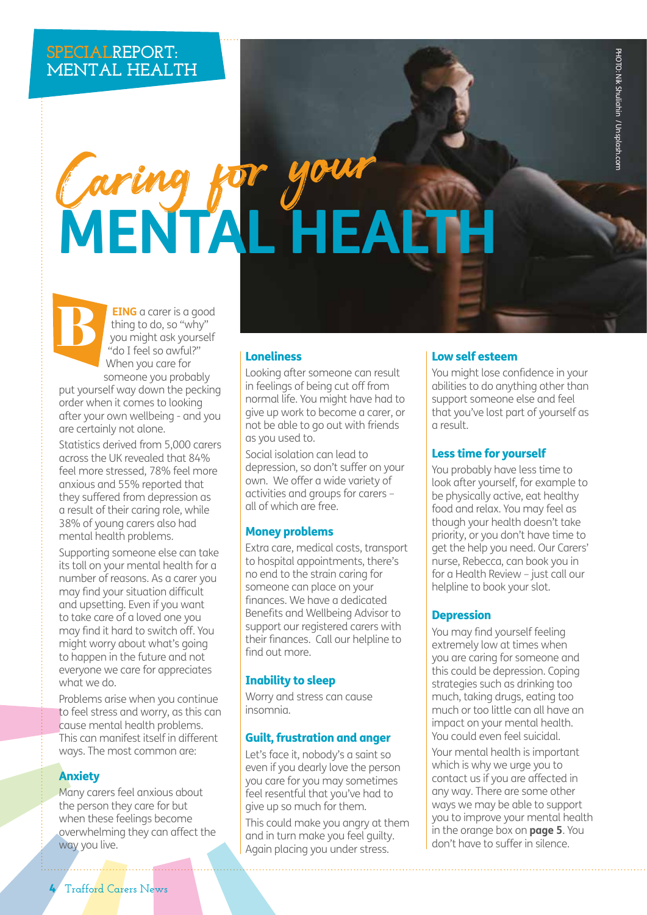SPECIALREPORT: MENTAL HEALTH

# Caring for your MENTAL HEALTH

PHOTO: Nik Shuliahin / Unsplash.com

**BEING** a carer is a good thing to do, so "why" you might ask yourself "do I feel so awful?" When you care for someone you probably put yourself way down the pecking order when it comes to looking after your own wellbeing - and you are certainly not alone.

Statistics derived from 5,000 carers across the UK revealed that 84% feel more stressed, 78% feel more anxious and 55% reported that they suffered from depression as a result of their caring role, while 38% of young carers also had mental health problems.

Supporting someone else can take its toll on your mental health for a number of reasons. As a carer you may find your situation difficult and upsetting. Even if you want to take care of a loved one you may find it hard to switch off. You might worry about what's going to happen in the future and not everyone we care for appreciates what we do.

Problems arise when you continue to feel stress and worry, as this can cause mental health problems. This can manifest itself in different ways. The most common are:

### Anxiety

Many carers feel anxious about the person they care for but when these feelings become overwhelming they can affect the way you live.

### Loneliness

Looking after someone can result in feelings of being cut off from normal life. You might have had to give up work to become a carer, or not be able to go out with friends as you used to.

Social isolation can lead to depression, so don't suffer on your own. We offer a wide variety of activities and groups for carers – all of which are free.

### Money problems

Extra care, medical costs, transport to hospital appointments, there's no end to the strain caring for someone can place on your finances. We have a dedicated Benefits and Wellbeing Advisor to support our registered carers with their finances. Call our helpline to find out more.

### Inability to sleep

Worry and stress can cause insomnia.

### Guilt, frustration and anger

Let's face it, nobody's a saint so even if you dearly love the person you care for you may sometimes feel resentful that you've had to give up so much for them.

This could make you angry at them and in turn make you feel guilty. Again placing you under stress.

### Low self esteem

You might lose confidence in your abilities to do anything other than support someone else and feel that you've lost part of yourself as a result.

### Less time for yourself

You probably have less time to look after yourself, for example to be physically active, eat healthy food and relax. You may feel as though your health doesn't take priority, or you don't have time to get the help you need. Our Carers' nurse, Rebecca, can book you in for a Health Review – just call our helpline to book your slot.

### Depression

You may find yourself feeling extremely low at times when you are caring for someone and this could be depression. Coping strategies such as drinking too much, taking drugs, eating too much or too little can all have an impact on your mental health. You could even feel suicidal.

Your mental health is important which is why we urge you to contact us if you are affected in any ways. There are some other ways we may be able to support you to improve your mental health in the orange box on **page 5**. You don't have to suffer in silence.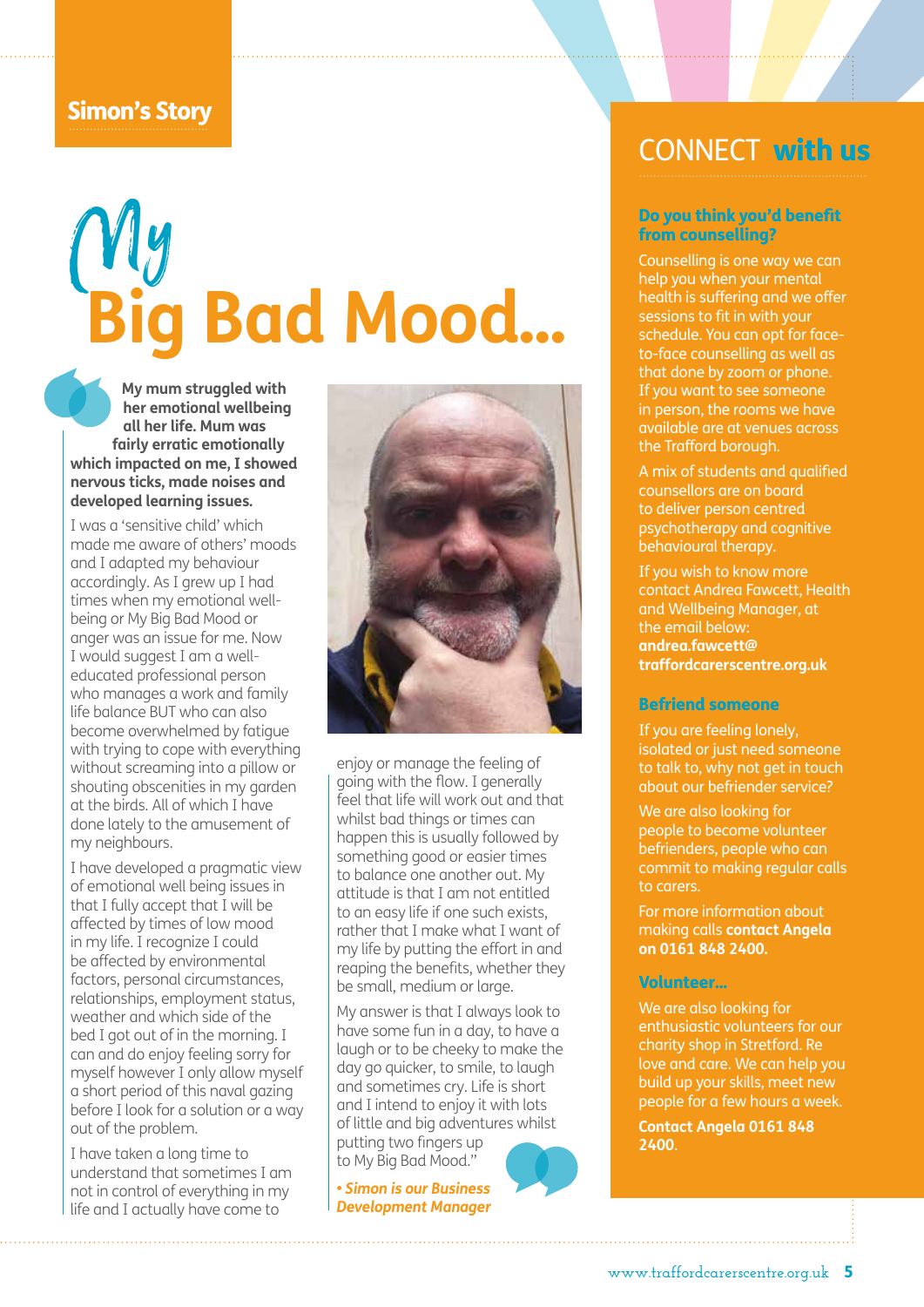## Simon's Story

# My Big Bad Mood...

**My mum struggled with her emotional wellbeing all her life. Mum was fairly erratic emotionally which impacted on me, I showed nervous ticks, made noises and developed learning issues.**

I was a 'sensitive child' which made me aware of others' moods and I adapted my behaviour accordingly. As I grew up I had times when my emotional well-being or My Big Bad Mood or anger was an issue for me. Now I would suggest I am a well-educated professional person who manages a work and family life balance BUT who can also become overwhelmed by fatigue with trying to cope with everything without screaming into a pillow or shouting obscenities in my garden at the birds. All of which I have done lately to the amusement of my neighbours.

I have developed a pragmatic view of emotional well being issues in that I fully accept that I will be affected by times of low mood in my life. I recognize I could be affected by environmental factors, personal circumstances, relationships, employment status, weather and which side of the bed I got out of in the morning. I can and do enjoy feeling sorry for myself however I only allow myself a short period of this naval gazing before I look for a solution or a way out of the problem.

I have taken a long time to understand that sometimes I am not in control of everything in my life and I actually have come to enjoy or manage the feeling of going with the flow. I generally feel that life will work out and that whilst bad things or times can happen this is usually followed by something good or easier times to balance one another out. My attitude is that I am not entitled to an easy life if one such exists, rather that I make what I want of my life by putting the effort in and reaping the benefits, whether they be small, medium or large.

My answer is that I always look to have some fun in a day, to have a laugh or to be cheeky to make the day go quicker, to smile, to laugh and sometimes cry. Life is short and I intend to enjoy it with lots of little and big adventures whilst putting two fingers up to My Big Bad Mood."

*• Simon is our Business Development Manager*

## CONNECT with us

### Do you think you'd benefit from counselling?

Counselling is one way we can help you when your mental health is suffering and we offer sessions to fit in with your schedule. You can opt for face-to-face counselling as well as that done by zoom or phone. If you want to see someone in person, the rooms we have available are at venues across the Trafford borough.

A mix of students and qualified counsellors are on board to deliver person centred psychotherapy and cognitive behavioural therapy.

If you wish to know more contact Andrea Fawcett, Health and Wellbeing Manager, at the email below: **andrea.fawcett@traffordcarerscentre.org.uk**

### Befriend someone

If you are feeling lonely, isolated or just need someone to talk to, why not get in touch about our befriender service?

We are also looking for people to become volunteer befrienders, people who can commit to making regular calls to carers.

For more information about making calls **contact Angela on 0161 848 2400.**

### Volunteer...

We are also looking for enthusiastic volunteers for our charity shop in Stretford. Re love and care. We can help you build up your skills, meet new people for a few hours a week.

**Contact Angela 0161 848 2400.**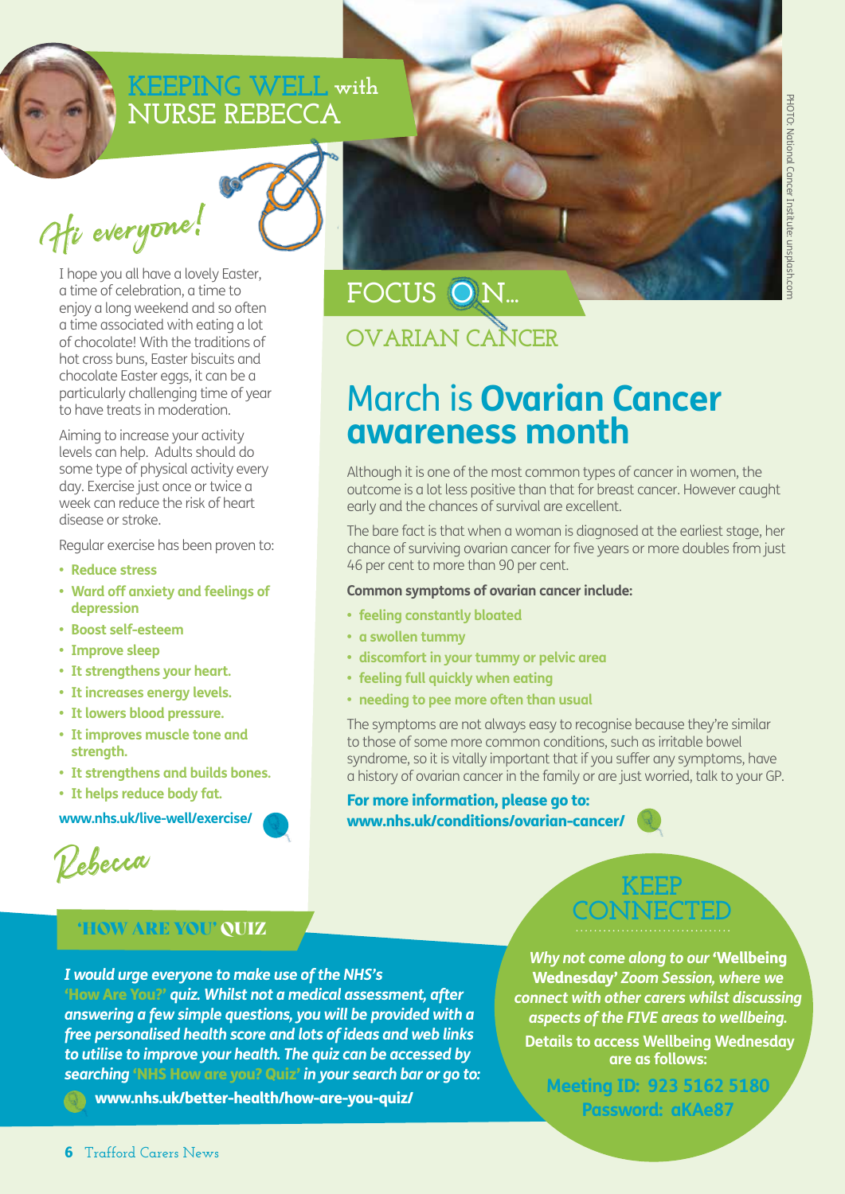# KEEPING WELL with NURSE REBECCA

*Hi everyone!*

I hope you all have a lovely Easter, a time of celebration, a time to enjoy a long weekend and so often a time associated with eating a lot of chocolate! With the traditions of hot cross buns, Easter biscuits and chocolate Easter eggs, it can be a particularly challenging time of year to have treats in moderation.

Aiming to increase your activity levels can help. Adults should do some type of physical activity every day. Exercise just once or twice a week can reduce the risk of heart disease or stroke.

Regular exercise has been proven to:

- **Reduce stress**
- **Ward off anxiety and feelings of depression**
- **Boost self-esteem**
- **Improve sleep**
- **It strengthens your heart.**
- **It increases energy levels.**
- **It lowers blood pressure.**
- **It improves muscle tone and strength.**
- **It strengthens and builds bones.**
- **It helps reduce body fat.**

**www.nhs.uk/live-well/exercise/**

*Rebecca*

## FOCUS ON...

### OVARIAN CANCER

PHOTO: National Cancer Institute: unsplash.com

## March is **Ovarian Cancer awareness month**

Although it is one of the most common types of cancer in women, the outcome is a lot less positive than that for breast cancer. However caught early and the chances of survival are excellent.

The bare fact is that when a woman is diagnosed at the earliest stage, her chance of surviving ovarian cancer for five years or more doubles from just 46 per cent to more than 90 per cent.

**Common symptoms of ovarian cancer include:**

- **feeling constantly bloated**
- **a swollen tummy**
- **discomfort in your tummy or pelvic area**
- **feeling full quickly when eating**
- **needing to pee more often than usual**

The symptoms are not always easy to recognise because they're similar to those of some more common conditions, such as irritable bowel syndrome, so it is vitally important that if you suffer any symptoms, have a history of ovarian cancer in the family or are just worried, talk to your GP.

**For more information, please go to: www.nhs.uk/conditions/ovarian-cancer/**

## 'HOW ARE YOU' QUIZ

***I would urge everyone to make use of the NHS's 'How Are You?' quiz. Whilst not a medical assessment, after answering a few simple questions, you will be provided with a free personalised health score and lots of ideas and web links to utilise to improve your health. The quiz can be accessed by searching 'NHS How are you? Quiz' in your search bar or go to:***

**www.nhs.uk/better-health/how-are-you-quiz/**

## KEEP CONNECTED

***Why not come along to our* 'Wellbeing Wednesday' *Zoom Session, where we connect with other carers whilst discussing aspects of the FIVE areas to wellbeing.***

**Details to access Wellbeing Wednesday are as follows:**

**Meeting ID: 923 5162 5180**
**Password: aKAe87**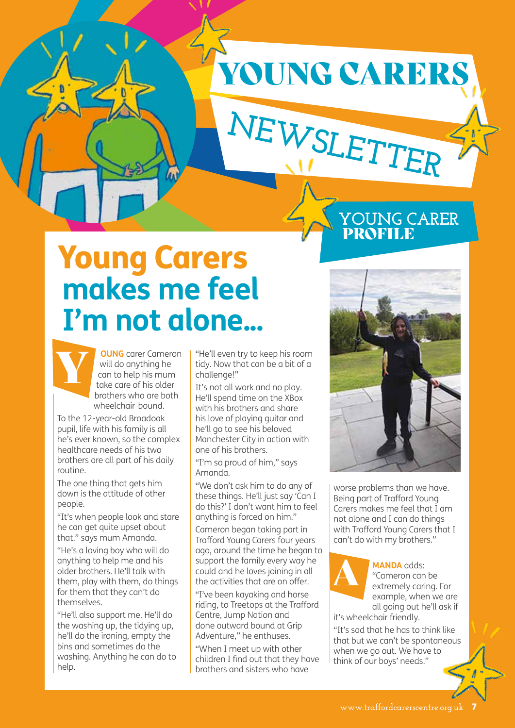# YOUNG CARERS NEWSLETTER

## YOUNG CARER PROFILE

# Young Carers makes me feel I'm not alone...

**YOUNG** carer Cameron will do anything he can to help his mum take care of his older brothers who are both wheelchair-bound.

To the 12-year-old Broadoak pupil, life with his family is all he's ever known, so the complex healthcare needs of his two brothers are all part of his daily routine.

The one thing that gets him down is the attitude of other people.

"It's when people look and stare he can get quite upset about that." says mum Amanda.

"He's a loving boy who will do anything to help me and his older brothers. He'll talk with them, play with them, do things for them that they can't do themselves.

"He'll also support me. He'll do the washing up, the tidying up, he'll do the ironing, empty the bins and sometimes do the washing. Anything he can do to help.

"He'll even try to keep his room tidy. Now that can be a bit of a challenge!"

It's not all work and no play. He'll spend time on the XBox with his brothers and share his love of playing guitar and he'll go to see his beloved Manchester City in action with one of his brothers.

"I'm so proud of him," says Amanda.

"We don't ask him to do any of these things. He'll just say 'Can I do this?' I don't want him to feel anything is forced on him."

Cameron began taking part in Trafford Young Carers four years ago, around the time he began to support the family every way he could and he loves joining in all the activities that are on offer.

"I've been kayaking and horse riding, to Treetops at the Trafford Centre, Jump Nation and done outward bound at Grip Adventure," he enthuses.

"When I meet up with other children I find out that they have brothers and sisters who have worse problems than we have. Being part of Trafford Young Carers makes me feel that I am not alone and I can do things with Trafford Young Carers that I can't do with my brothers."

**AMANDA** adds: "Cameron can be extremely caring. For example, when we are all going out he'll ask if it's wheelchair friendly.

"It's sad that he has to think like that but we can't be spontaneous when we go out. We have to think of our boys' needs."

www.traffordcarerscentre.org.uk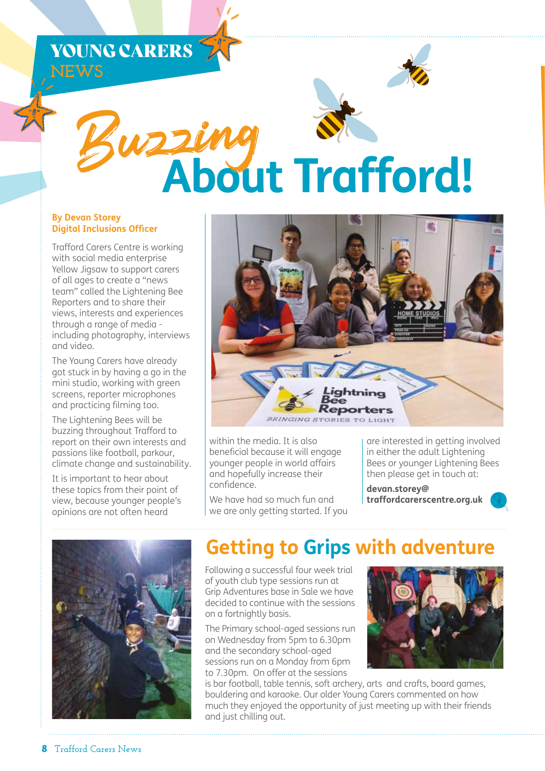YOUNG CARERS NEWS

# Buzzing About Trafford!

**By Devan Storey**
**Digital Inclusions Officer**

Trafford Carers Centre is working with social media enterprise Yellow Jigsaw to support carers of all ages to create a "news team" called the Lightening Bee Reporters and to share their views, interests and experiences through a range of media - including photography, interviews and video.

The Young Carers have already got stuck in by having a go in the mini studio, working with green screens, reporter microphones and practicing filming too.

The Lightening Bees will be buzzing throughout Trafford to report on their own interests and passions like football, parkour, climate change and sustainability.

It is important to hear about these topics from their point of view, because younger people's opinions are not often heard within the media. It is also beneficial because it will engage younger people in world affairs and hopefully increase their confidence.

We have had so much fun and we are only getting started. If you are interested in getting involved in either the adult Lightening Bees or younger Lightening Bees then please get in touch at:

**devan.storey@traffordcarerscentre.org.uk**

## Getting to Grips with adventure

Following a successful four week trial of youth club type sessions run at Grip Adventures base in Sale we have decided to continue with the sessions on a fortnightly basis.

The Primary school-aged sessions run on Wednesday from 5pm to 6.30pm and the secondary school-aged sessions run on a Monday from 6pm to 7.30pm. On offer at the sessions is bar football, table tennis, soft archery, arts and crafts, board games, bouldering and karaoke. Our older Young Carers commented on how much they enjoyed the opportunity of just meeting up with their friends and just chilling out.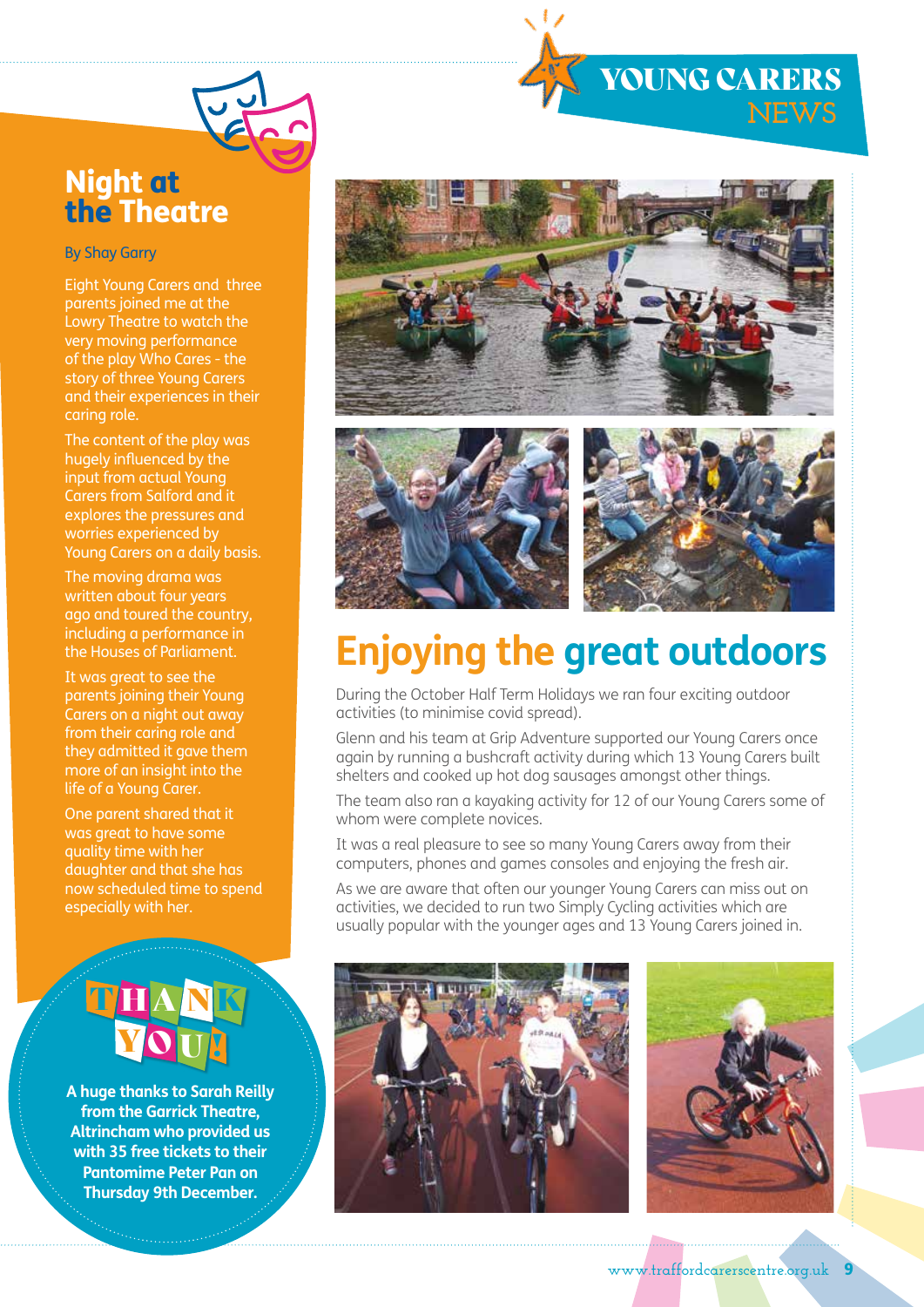# YOUNG CARERS NEWS

## Night at the Theatre

By Shay Garry

Eight Young Carers and three parents joined me at the Lowry Theatre to watch the very moving performance of the play Who Cares - the story of three Young Carers and their experiences in their caring role.

The content of the play was hugely influenced by the input from actual Young Carers from Salford and it explores the pressures and worries experienced by Young Carers on a daily basis.

The moving drama was written about four years ago and toured the country, including a performance in the Houses of Parliament.

It was great to see the parents joining their Young Carers on a night out away from their caring role and they admitted it gave them more of an insight into the life of a Young Carer.

One parent shared that it was great to have some quality time with her daughter and that she has now scheduled time to spend especially with her.

## THANK YOU!

**A huge thanks to Sarah Reilly from the Garrick Theatre, Altrincham who provided us with 35 free tickets to their Pantomime Peter Pan on Thursday 9th December.**

## Enjoying the great outdoors

During the October Half Term Holidays we ran four exciting outdoor activities (to minimise covid spread).

Glenn and his team at Grip Adventure supported our Young Carers once again by running a bushcraft activity during which 13 Young Carers built shelters and cooked up hot dog sausages amongst other things.

The team also ran a kayaking activity for 12 of our Young Carers some of whom were complete novices.

It was a real pleasure to see so many Young Carers away from their computers, phones and games consoles and enjoying the fresh air.

As we are aware that often our younger Young Carers can miss out on activities, we decided to run two Simply Cycling activities which are usually popular with the younger ages and 13 Young Carers joined in.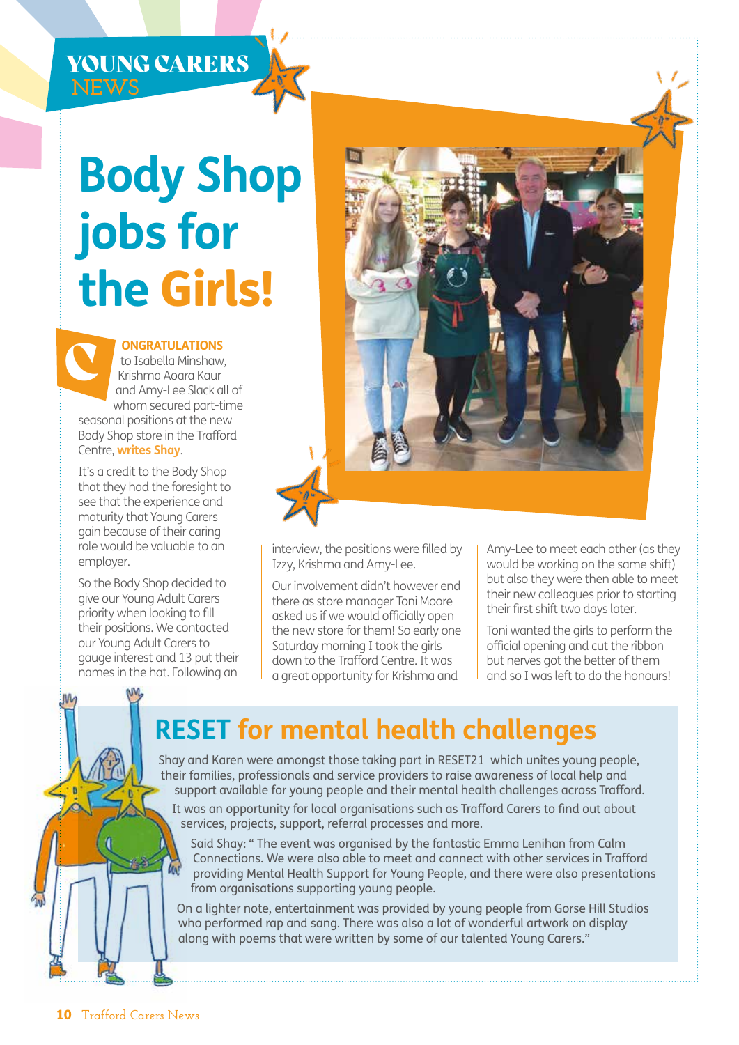YOUNG CARERS NEWS

# Body Shop jobs for the Girls!

**CONGRATULATIONS** to Isabella Minshaw, Krishma Aoara Kaur and Amy-Lee Slack all of whom secured part-time seasonal positions at the new Body Shop store in the Trafford Centre, **writes Shay**.

It's a credit to the Body Shop that they had the foresight to see that the experience and maturity that Young Carers gain because of their caring role would be valuable to an employer.

So the Body Shop decided to give our Young Adult Carers priority when looking to fill their positions. We contacted our Young Adult Carers to gauge interest and 13 put their names in the hat. Following an interview, the positions were filled by Izzy, Krishma and Amy-Lee.

Our involvement didn't however end there as store manager Toni Moore asked us if we would officially open the new store for them! So early one Saturday morning I took the girls down to the Trafford Centre. It was a great opportunity for Krishma and Amy-Lee to meet each other (as they would be working on the same shift) but also they were then able to meet their new colleagues prior to starting their first shift two days later.

Toni wanted the girls to perform the official opening and cut the ribbon but nerves got the better of them and so I was left to do the honours!

## RESET for mental health challenges

Shay and Karen were amongst those taking part in RESET21 which unites young people, their families, professionals and service providers to raise awareness of local help and support available for young people and their mental health challenges across Trafford.

It was an opportunity for local organisations such as Trafford Carers to find out about services, projects, support, referral processes and more.

Said Shay: " The event was organised by the fantastic Emma Lenihan from Calm Connections. We were also able to meet and connect with other services in Trafford providing Mental Health Support for Young People, and there were also presentations from organisations supporting young people.

On a lighter note, entertainment was provided by young people from Gorse Hill Studios who performed rap and sang. There was also a lot of wonderful artwork on display along with poems that were written by some of our talented Young Carers."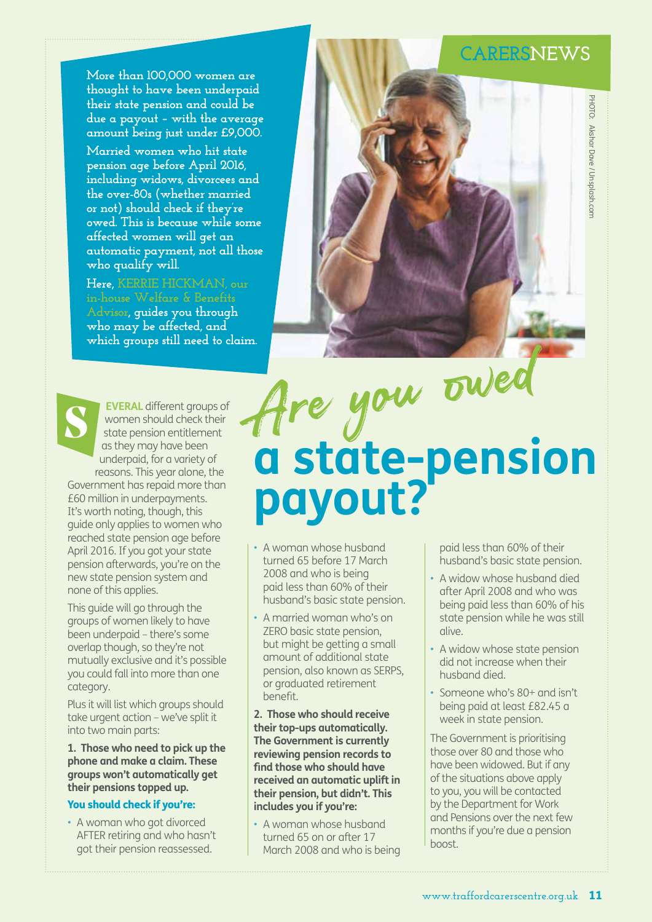# Are you owed a state-pension payout?

**More than 100,000 women are thought to have been underpaid their state pension and could be due a payout – with the average amount being just under £9,000.**

**Married women who hit state pension age before April 2016, including widows, divorcees and the over-80s (whether married or not) should check if they're owed. This is because while some affected women will get an automatic payment, not all those who qualify will.**

**Here, KERRIE HICKMAN, our in-house Welfare & Benefits Advisor, guides you through who may be affected, and which groups still need to claim.**

PHOTO: Akshar Dave / Unsplash.com

**SEVERAL** different groups of women should check their state pension entitlement as they may have been underpaid, for a variety of reasons. This year alone, the Government has repaid more than £60 million in underpayments. It's worth noting, though, this guide only applies to women who reached state pension age before April 2016. If you got your state pension afterwards, you're on the new state pension system and none of this applies.

This guide will go through the groups of women likely to have been underpaid – there's some overlap though, so they're not mutually exclusive and it's possible you could fall into more than one category.

Plus it will list which groups should take urgent action – we've split it into two main parts:

**1. Those who need to pick up the phone and make a claim. These groups won't automatically get their pensions topped up.**

**You should check if you're:**

- A woman who got divorced AFTER retiring and who hasn't got their pension reassessed.
- A woman whose husband turned 65 before 17 March 2008 and who is being paid less than 60% of their husband's basic state pension.
- A married woman who's on ZERO basic state pension, but might be getting a small amount of additional state pension, also known as SERPS, or graduated retirement benefit.

**2. Those who should receive their top-ups automatically. The Government is currently reviewing pension records to find those who should have received an automatic uplift in their pension, but didn't. This includes you if you're:**

- A woman whose husband turned 65 on or after 17 March 2008 and who is being paid less than 60% of their husband's basic state pension.
- A widow whose husband died after April 2008 and who was being paid less than 60% of his state pension while he was still alive.
- A widow whose state pension did not increase when their husband died.
- Someone who's 80+ and isn't being paid at least £82.45 a week in state pension.

The Government is prioritising those over 80 and those who have been widowed. But if any of the situations above apply to you, you will be contacted by the Department for Work and Pensions over the next few months if you're due a pension boost.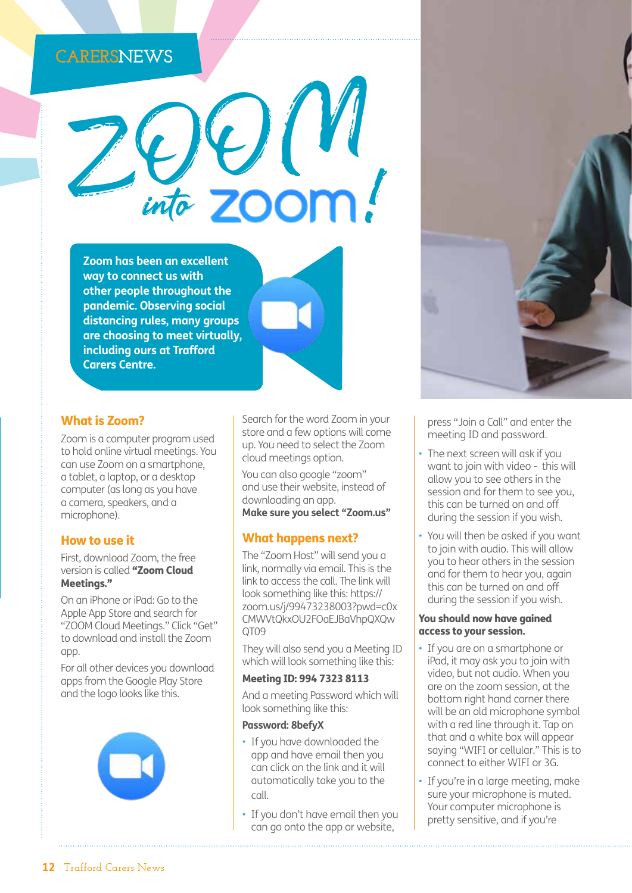# Zoom into zoom!

**Zoom has been an excellent way to connect us with other people throughout the pandemic. Observing social distancing rules, many groups are choosing to meet virtually, including ours at Trafford Carers Centre.**

## What is Zoom?

Zoom is a computer program used to hold online virtual meetings. You can use Zoom on a smartphone, a tablet, a laptop, or a desktop computer (as long as you have a camera, speakers, and a microphone).

## How to use it

First, download Zoom, the free version is called **"Zoom Cloud Meetings."**

On an iPhone or iPad: Go to the Apple App Store and search for "ZOOM Cloud Meetings." Click "Get" to download and install the Zoom app.

For all other devices you download apps from the Google Play Store and the logo looks like this.

Search for the word Zoom in your store and a few options will come up. You need to select the Zoom cloud meetings option.

You can also google "zoom" and use their website, instead of downloading an app.
**Make sure you select "Zoom.us"**

## What happens next?

The "Zoom Host" will send you a link, normally via email. This is the link to access the call. The link will look something like this: https://zoom.us/j/99473238003?pwd=c0xCMWVtQkxOU2FOaEJBaVhpQXQwQT09

They will also send you a Meeting ID which will look something like this:

**Meeting ID: 994 7323 8113**

And a meeting Password which will look something like this:

**Password: 8befyX**

- If you have downloaded the app and have email then you can click on the link and it will automatically take you to the call.
- If you don't have email then you can go onto the app or website, press "Join a Call" and enter the meeting ID and password.
- The next screen will ask if you want to join with video - this will allow you to see others in the session and for them to see you, this can be turned on and off during the session if you wish.
- You will then be asked if you want to join with audio. This will allow you to hear others in the session and for them to hear you, again this can be turned on and off during the session if you wish.

**You should now have gained access to your session.**

- If you are on a smartphone or iPad, it may ask you to join with video, but not audio. When you are on the zoom session, at the bottom right hand corner there will be an old microphone symbol with a red line through it. Tap on that and a white box will appear saying "WIFI or cellular." This is to connect to either WIFI or 3G.
- If you're in a large meeting, make sure your microphone is muted. Your computer microphone is pretty sensitive, and if you're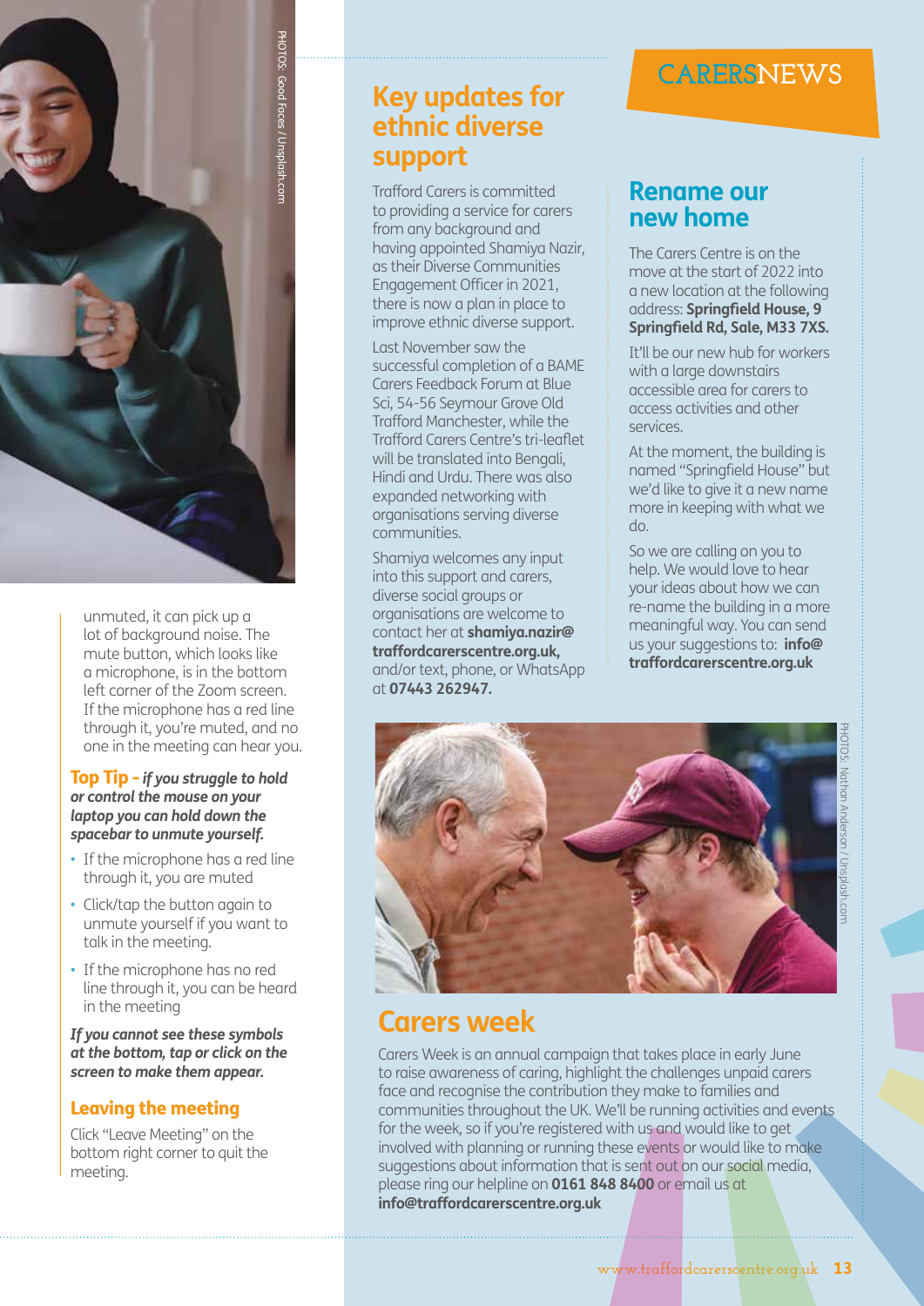unmuted, it can pick up a lot of background noise. The mute button, which looks like a microphone, is in the bottom left corner of the Zoom screen. If the microphone has a red line through it, you're muted, and no one in the meeting can hear you.

**Top Tip** – ***if you struggle to hold or control the mouse on your laptop you can hold down the spacebar to unmute yourself.***

- If the microphone has a red line through it, you are muted
- Click/tap the button again to unmute yourself if you want to talk in the meeting.
- If the microphone has no red line through it, you can be heard in the meeting

***If you cannot see these symbols at the bottom, tap or click on the screen to make them appear.***

### Leaving the meeting

Click "Leave Meeting" on the bottom right corner to quit the meeting.

## Key updates for ethnic diverse support

Trafford Carers is committed to providing a service for carers from any background and having appointed Shamiya Nazir, as their Diverse Communities Engagement Officer in 2021, there is now a plan in place to improve ethnic diverse support.

Last November saw the successful completion of a BAME Carers Feedback Forum at Blue Sci, 54-56 Seymour Grove Old Trafford Manchester, while the Trafford Carers Centre's tri-leaflet will be translated into Bengali, Hindi and Urdu. There was also expanded networking with organisations serving diverse communities.

Shamiya welcomes any input into this support and carers, diverse social groups or organisations are welcome to contact her at **shamiya.nazir@traffordcarerscentre.org.uk,** and/or text, phone, or WhatsApp at **07443 262947.**

# CARERSNEWS

## Rename our new home

The Carers Centre is on the move at the start of 2022 into a new location at the following address: **Springfield House, 9 Springfield Rd, Sale, M33 7XS.**

It'll be our new hub for workers with a large downstairs accessible area for carers to access activities and other services.

At the moment, the building is named "Springfield House" but we'd like to give it a new name more in keeping with what we do.

So we are calling on you to help. We would love to hear your ideas about how we can re-name the building in a more meaningful way. You can send us your suggestions to: **info@traffordcarerscentre.org.uk**

## Carers week

Carers Week is an annual campaign that takes place in early June to raise awareness of caring, highlight the challenges unpaid carers face and recognise the contribution they make to families and communities throughout the UK. We'll be running activities and events for the week, so if you're registered with us and would like to get involved with planning or running these events or would like to make suggestions about information that is sent out on our social media, please ring our helpline on **0161 848 8400** or email us at **info@traffordcarerscentre.org.uk**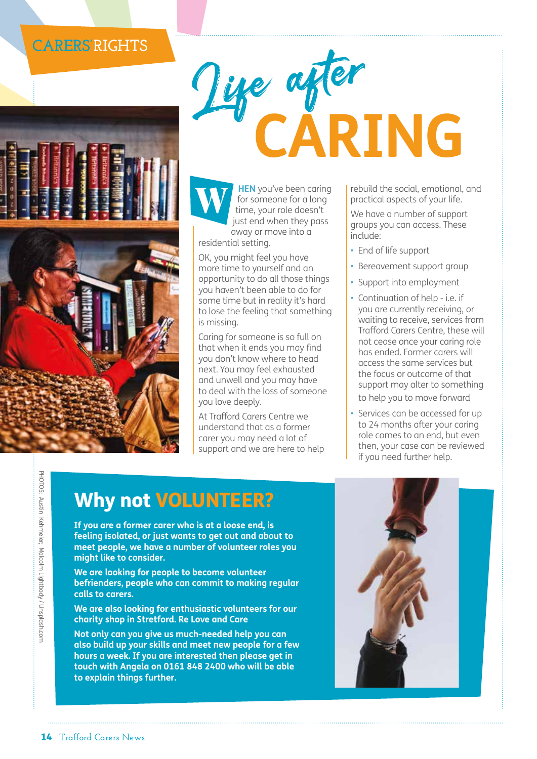CARERS' RIGHTS

# Life after CARING

**W**HEN you've been caring for someone for a long time, your role doesn't just end when they pass away or move into a residential setting.

OK, you might feel you have more time to yourself and an opportunity to do all those things you haven't been able to do for some time but in reality it's hard to lose the feeling that something is missing.

Caring for someone is so full on that when it ends you may find you don't know where to head next. You may feel exhausted and unwell and you may have to deal with the loss of someone you love deeply.

At Trafford Carers Centre we understand that as a former carer you may need a lot of support and we are here to help rebuild the social, emotional, and practical aspects of your life.

We have a number of support groups you can access. These include:

- End of life support
- Bereavement support group
- Support into employment
- Continuation of help - i.e. if you are currently receiving, or waiting to receive, services from Trafford Carers Centre, these will not cease once your caring role has ended. Former carers will access the same services but the focus or outcome of that support may alter to something to help you to move forward
- Services can be accessed for up to 24 months after your caring role comes to an end, but even then, your case can be reviewed if you need further help.

## Why not VOLUNTEER?

**If you are a former carer who is at a loose end, is feeling isolated, or just wants to get out and about to meet people, we have a number of volunteer roles you might like to consider.**

**We are looking for people to become volunteer befrienders, people who can commit to making regular calls to carers.**

**We are also looking for enthusiastic volunteers for our charity shop in Stretford. Re Love and Care**

**Not only can you give us much-needed help you can also build up your skills and meet new people for a few hours a week. If you are interested then please get in touch with Angela on 0161 848 2400 who will be able to explain things further.**

PHOTOS: Austin Kehmeier; Malcolm Lightbody / Unsplash.com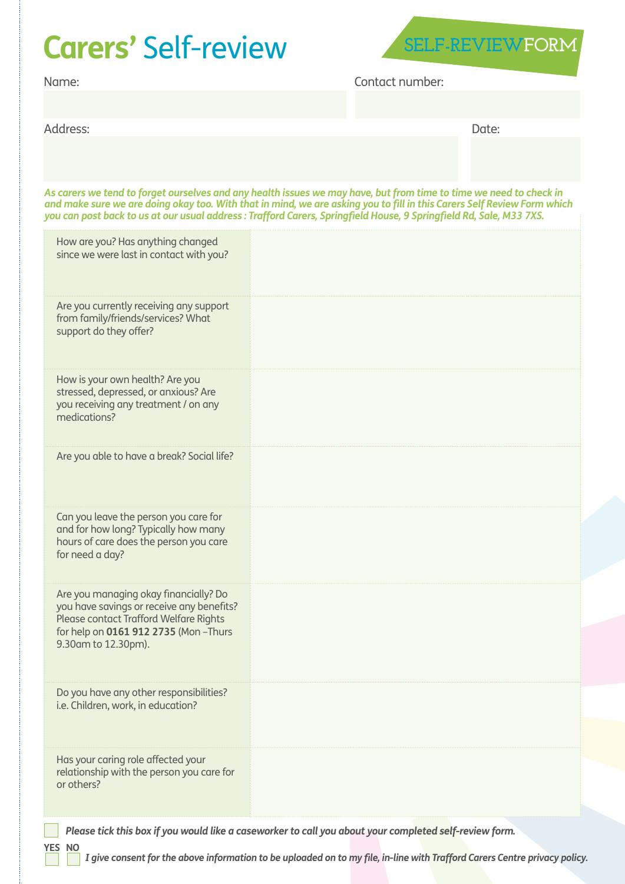# Carers' Self-review

SELF-REVIEW FORM

Name:

Contact number:

Address:

Date:

*As carers we tend to forget ourselves and any health issues we may have, but from time to time we need to check in and make sure we are doing okay too. With that in mind, we are asking you to fill in this Carers Self Review Form which you can post back to us at our usual address : Trafford Carers, Springfield House, 9 Springfield Rd, Sale, M33 7XS.*

| | |
|---|---|
| How are you? Has anything changed since we were last in contact with you? | |
| Are you currently receiving any support from family/friends/services? What support do they offer? | |
| How is your own health? Are you stressed, depressed, or anxious? Are you receiving any treatment / on any medications? | |
| Are you able to have a break? Social life? | |
| Can you leave the person you care for and for how long? Typically how many hours of care does the person you care for need a day? | |
| Are you managing okay financially? Do you have savings or receive any benefits? Please contact Trafford Welfare Rights for help on **0161 912 2735** (Mon –Thurs 9.30am to 12.30pm). | |
| Do you have any other responsibilities? i.e. Children, work, in education? | |
| Has your caring role affected your relationship with the person you care for or others? | |

☐ *Please tick this box if you would like a caseworker to call you about your completed self-review form.*

**YES** ☐ **NO** ☐ *I give consent for the above information to be uploaded on to my file, in-line with Trafford Carers Centre privacy policy.*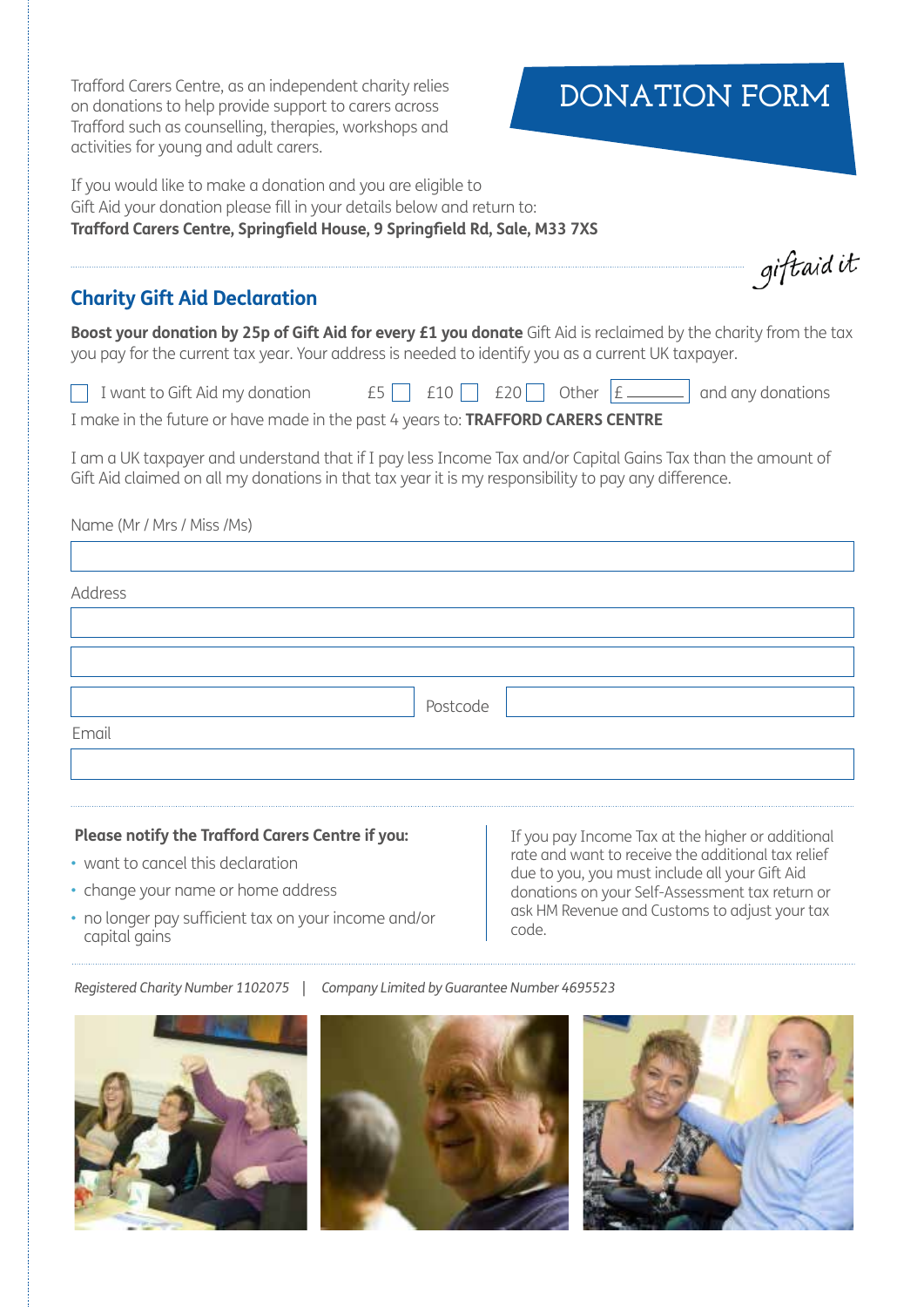# DONATION FORM

Trafford Carers Centre, as an independent charity relies on donations to help provide support to carers across Trafford such as counselling, therapies, workshops and activities for young and adult carers.

If you would like to make a donation and you are eligible to Gift Aid your donation please fill in your details below and return to:
**Trafford Carers Centre, Springfield House, 9 Springfield Rd, Sale, M33 7XS**

giftaid it

## Charity Gift Aid Declaration

**Boost your donation by 25p of Gift Aid for every £1 you donate** Gift Aid is reclaimed by the charity from the tax you pay for the current tax year. Your address is needed to identify you as a current UK taxpayer.

☐ I want to Gift Aid my donation £5 ☐ £10 ☐ £20 ☐ Other £ ______ and any donations I make in the future or have made in the past 4 years to: **TRAFFORD CARERS CENTRE**

I am a UK taxpayer and understand that if I pay less Income Tax and/or Capital Gains Tax than the amount of Gift Aid claimed on all my donations in that tax year it is my responsibility to pay any difference.

Name (Mr / Mrs / Miss /Ms)

Address

Postcode

Email

**Please notify the Trafford Carers Centre if you:**

- want to cancel this declaration
- change your name or home address
- no longer pay sufficient tax on your income and/or capital gains

If you pay Income Tax at the higher or additional rate and want to receive the additional tax relief due to you, you must include all your Gift Aid donations on your Self-Assessment tax return or ask HM Revenue and Customs to adjust your tax code.

*Registered Charity Number 1102075 | Company Limited by Guarantee Number 4695523*